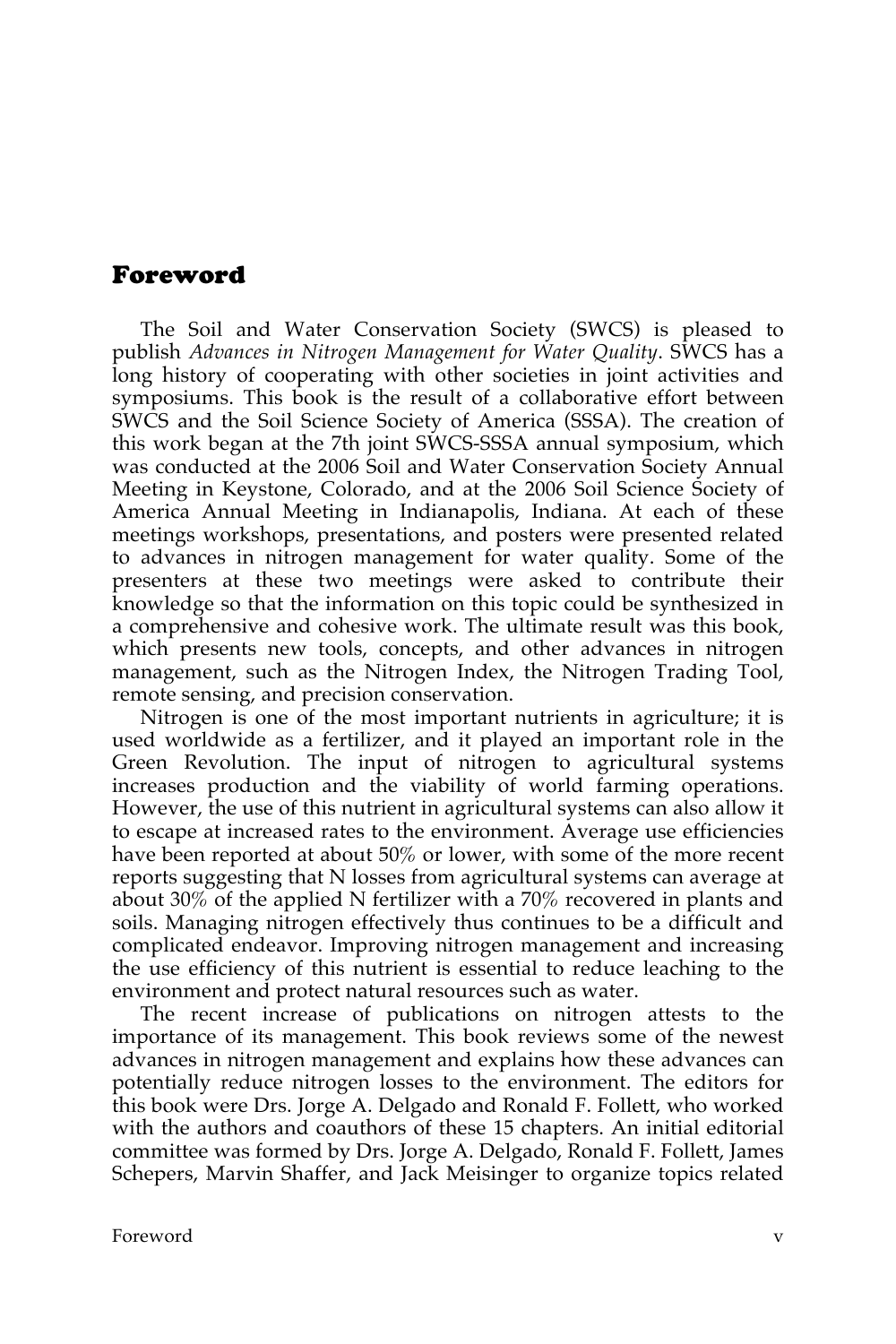# Foreword

The Soil and Water Conservation Society (SWCS) is pleased to publish *Advances in Nitrogen Management for Water Quality*. SWCS has a long history of cooperating with other societies in joint activities and symposiums. This book is the result of a collaborative effort between SWCS and the Soil Science Society of America (SSSA). The creation of this work began at the 7th joint SWCS-SSSA annual symposium, which was conducted at the 2006 Soil and Water Conservation Society Annual Meeting in Keystone, Colorado, and at the 2006 Soil Science Society of America Annual Meeting in Indianapolis, Indiana. At each of these meetings workshops, presentations, and posters were presented related to advances in nitrogen management for water quality. Some of the presenters at these two meetings were asked to contribute their knowledge so that the information on this topic could be synthesized in a comprehensive and cohesive work. The ultimate result was this book, which presents new tools, concepts, and other advances in nitrogen management, such as the Nitrogen Index, the Nitrogen Trading Tool, remote sensing, and precision conservation.

Nitrogen is one of the most important nutrients in agriculture; it is used worldwide as a fertilizer, and it played an important role in the Green Revolution. The input of nitrogen to agricultural systems increases production and the viability of world farming operations. However, the use of this nutrient in agricultural systems can also allow it to escape at increased rates to the environment. Average use efficiencies have been reported at about 50% or lower, with some of the more recent reports suggesting that N losses from agricultural systems can average at about 30% of the applied N fertilizer with a 70% recovered in plants and soils. Managing nitrogen effectively thus continues to be a difficult and complicated endeavor. Improving nitrogen management and increasing the use efficiency of this nutrient is essential to reduce leaching to the environment and protect natural resources such as water.

The recent increase of publications on nitrogen attests to the importance of its management. This book reviews some of the newest advances in nitrogen management and explains how these advances can potentially reduce nitrogen losses to the environment. The editors for this book were Drs. Jorge A. Delgado and Ronald F. Follett, who worked with the authors and coauthors of these 15 chapters. An initial editorial committee was formed by Drs. Jorge A. Delgado, Ronald F. Follett, James Schepers, Marvin Shaffer, and Jack Meisinger to organize topics related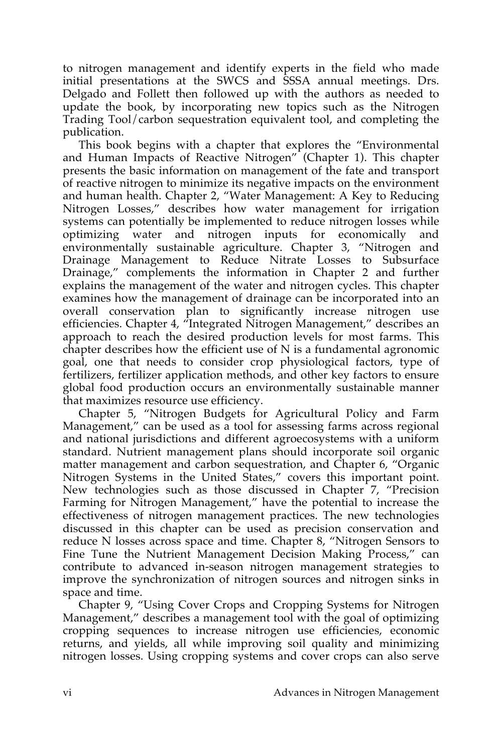to nitrogen management and identify experts in the field who made initial presentations at the SWCS and SSSA annual meetings. Drs. Delgado and Follett then followed up with the authors as needed to update the book, by incorporating new topics such as the Nitrogen Trading Tool/carbon sequestration equivalent tool, and completing the publication.

This book begins with a chapter that explores the "Environmental and Human Impacts of Reactive Nitrogen" (Chapter 1). This chapter presents the basic information on management of the fate and transport of reactive nitrogen to minimize its negative impacts on the environment and human health. Chapter 2, "Water Management: A Key to Reducing Nitrogen Losses," describes how water management for irrigation systems can potentially be implemented to reduce nitrogen losses while optimizing water and nitrogen inputs for economically and environmentally sustainable agriculture. Chapter 3, "Nitrogen and Drainage Management to Reduce Nitrate Losses to Subsurface Drainage," complements the information in Chapter 2 and further explains the management of the water and nitrogen cycles. This chapter examines how the management of drainage can be incorporated into an overall conservation plan to significantly increase nitrogen use efficiencies. Chapter 4, "Integrated Nitrogen Management," describes an approach to reach the desired production levels for most farms. This chapter describes how the efficient use of N is a fundamental agronomic goal, one that needs to consider crop physiological factors, type of fertilizers, fertilizer application methods, and other key factors to ensure global food production occurs an environmentally sustainable manner that maximizes resource use efficiency.

Chapter 5, "Nitrogen Budgets for Agricultural Policy and Farm Management," can be used as a tool for assessing farms across regional and national jurisdictions and different agroecosystems with a uniform standard. Nutrient management plans should incorporate soil organic matter management and carbon sequestration, and Chapter 6, "Organic Nitrogen Systems in the United States," covers this important point. New technologies such as those discussed in Chapter 7, "Precision Farming for Nitrogen Management," have the potential to increase the effectiveness of nitrogen management practices. The new technologies discussed in this chapter can be used as precision conservation and reduce N losses across space and time. Chapter 8, "Nitrogen Sensors to Fine Tune the Nutrient Management Decision Making Process," can contribute to advanced in-season nitrogen management strategies to improve the synchronization of nitrogen sources and nitrogen sinks in space and time.

Chapter 9, "Using Cover Crops and Cropping Systems for Nitrogen Management," describes a management tool with the goal of optimizing cropping sequences to increase nitrogen use efficiencies, economic returns, and yields, all while improving soil quality and minimizing nitrogen losses. Using cropping systems and cover crops can also serve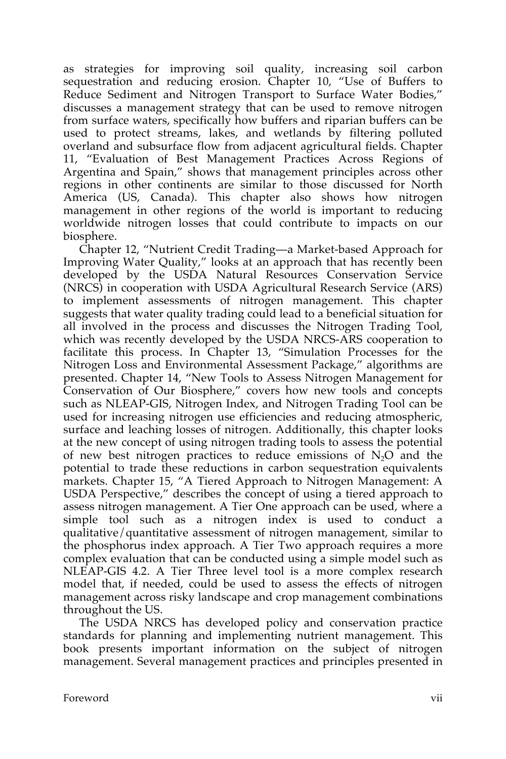as strategies for improving soil quality, increasing soil carbon sequestration and reducing erosion. Chapter 10, "Use of Buffers to Reduce Sediment and Nitrogen Transport to Surface Water Bodies," discusses a management strategy that can be used to remove nitrogen from surface waters, specifically how buffers and riparian buffers can be used to protect streams, lakes, and wetlands by filtering polluted overland and subsurface flow from adjacent agricultural fields. Chapter 11, "Evaluation of Best Management Practices Across Regions of Argentina and Spain," shows that management principles across other regions in other continents are similar to those discussed for North America (US, Canada). This chapter also shows how nitrogen management in other regions of the world is important to reducing worldwide nitrogen losses that could contribute to impacts on our biosphere.

Chapter 12, "Nutrient Credit Trading—a Market-based Approach for Improving Water Quality," looks at an approach that has recently been developed by the USDA Natural Resources Conservation Service (NRCS) in cooperation with USDA Agricultural Research Service (ARS) to implement assessments of nitrogen management. This chapter suggests that water quality trading could lead to a beneficial situation for all involved in the process and discusses the Nitrogen Trading Tool, which was recently developed by the USDA NRCS-ARS cooperation to facilitate this process. In Chapter 13, "Simulation Processes for the Nitrogen Loss and Environmental Assessment Package," algorithms are presented. Chapter 14, "New Tools to Assess Nitrogen Management for Conservation of Our Biosphere," covers how new tools and concepts such as NLEAP-GIS, Nitrogen Index, and Nitrogen Trading Tool can be used for increasing nitrogen use efficiencies and reducing atmospheric, surface and leaching losses of nitrogen. Additionally, this chapter looks at the new concept of using nitrogen trading tools to assess the potential of new best nitrogen practices to reduce emissions of $N_2O$ and the potential to trade these reductions in carbon sequestration equivalents markets. Chapter 15, "A Tiered Approach to Nitrogen Management: A USDA Perspective," describes the concept of using a tiered approach to assess nitrogen management. A Tier One approach can be used, where a simple tool such as a nitrogen index is used to conduct a qualitative/quantitative assessment of nitrogen management, similar to the phosphorus index approach. A Tier Two approach requires a more complex evaluation that can be conducted using a simple model such as NLEAP-GIS 4.2. A Tier Three level tool is a more complex research model that, if needed, could be used to assess the effects of nitrogen management across risky landscape and crop management combinations throughout the US.

The USDA NRCS has developed policy and conservation practice standards for planning and implementing nutrient management. This book presents important information on the subject of nitrogen management. Several management practices and principles presented in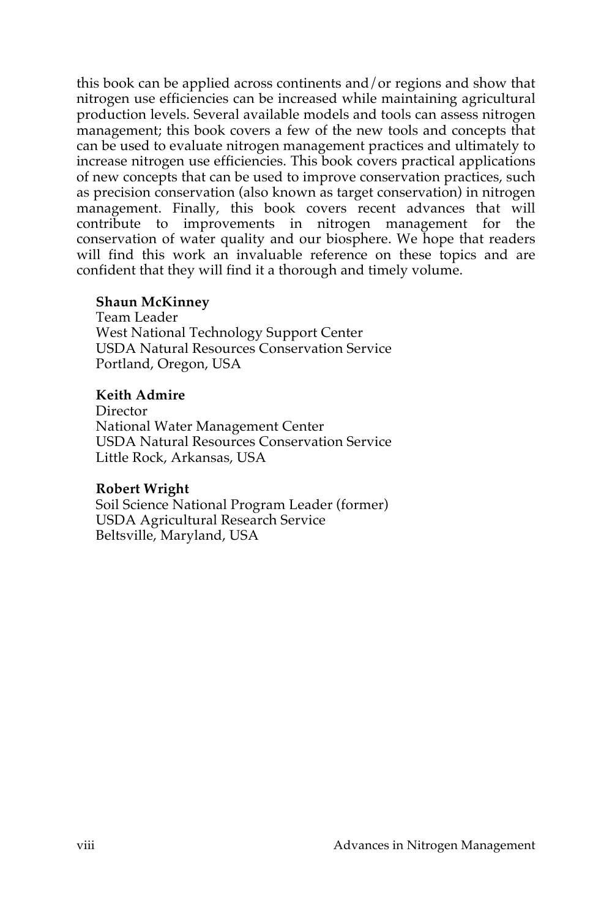this book can be applied across continents and/or regions and show that nitrogen use efficiencies can be increased while maintaining agricultural production levels. Several available models and tools can assess nitrogen management; this book covers a few of the new tools and concepts that can be used to evaluate nitrogen management practices and ultimately to increase nitrogen use efficiencies. This book covers practical applications of new concepts that can be used to improve conservation practices, such as precision conservation (also known as target conservation) in nitrogen management. Finally, this book covers recent advances that will contribute to improvements in nitrogen management for the conservation of water quality and our biosphere. We hope that readers will find this work an invaluable reference on these topics and are confident that they will find it a thorough and timely volume.

**Shaun McKinney**
Team Leader
West National Technology Support Center
USDA Natural Resources Conservation Service
Portland, Oregon, USA

**Keith Admire**
Director
National Water Management Center
USDA Natural Resources Conservation Service
Little Rock, Arkansas, USA

**Robert Wright**
Soil Science National Program Leader (former)
USDA Agricultural Research Service
Beltsville, Maryland, USA